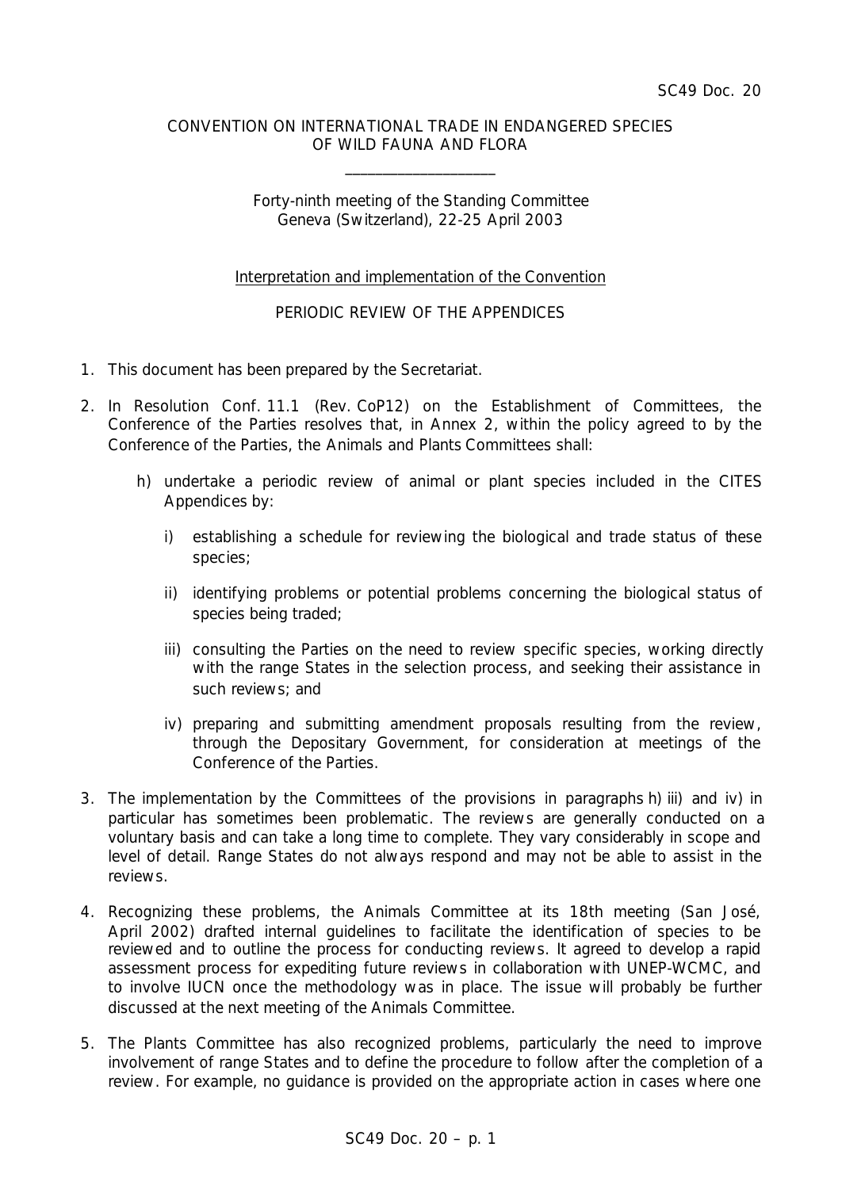SC49 Doc. 20

CONVENTION ON INTERNATIONAL TRADE IN ENDANGERED SPECIES OF WILD FAUNA AND FLORA

\_\_\_\_\_\_\_\_\_\_\_\_\_\_\_\_\_\_\_\_

Forty-ninth meeting of the Standing Committee
Geneva (Switzerland), 22-25 April 2003

Interpretation and implementation of the Convention

PERIODIC REVIEW OF THE APPENDICES

1. This document has been prepared by the Secretariat.

2. In Resolution Conf. 11.1 (Rev. CoP12) on the Establishment of Committees, the Conference of the Parties resolves that, in Annex 2, within the policy agreed to by the Conference of the Parties, the Animals and Plants Committees shall:

   h) undertake a periodic review of animal or plant species included in the CITES Appendices by:

      i) establishing a schedule for reviewing the biological and trade status of these species;

      ii) identifying problems or potential problems concerning the biological status of species being traded;

      iii) consulting the Parties on the need to review specific species, working directly with the range States in the selection process, and seeking their assistance in such reviews; and

      iv) preparing and submitting amendment proposals resulting from the review, through the Depositary Government, for consideration at meetings of the Conference of the Parties.

3. The implementation by the Committees of the provisions in paragraphs h) iii) and iv) in particular has sometimes been problematic. The reviews are generally conducted on a voluntary basis and can take a long time to complete. They vary considerably in scope and level of detail. Range States do not always respond and may not be able to assist in the reviews.

4. Recognizing these problems, the Animals Committee at its 18th meeting (San José, April 2002) drafted internal guidelines to facilitate the identification of species to be reviewed and to outline the process for conducting reviews. It agreed to develop a rapid assessment process for expediting future reviews in collaboration with UNEP-WCMC, and to involve IUCN once the methodology was in place. The issue will probably be further discussed at the next meeting of the Animals Committee.

5. The Plants Committee has also recognized problems, particularly the need to improve involvement of range States and to define the procedure to follow after the completion of a review. For example, no guidance is provided on the appropriate action in cases where one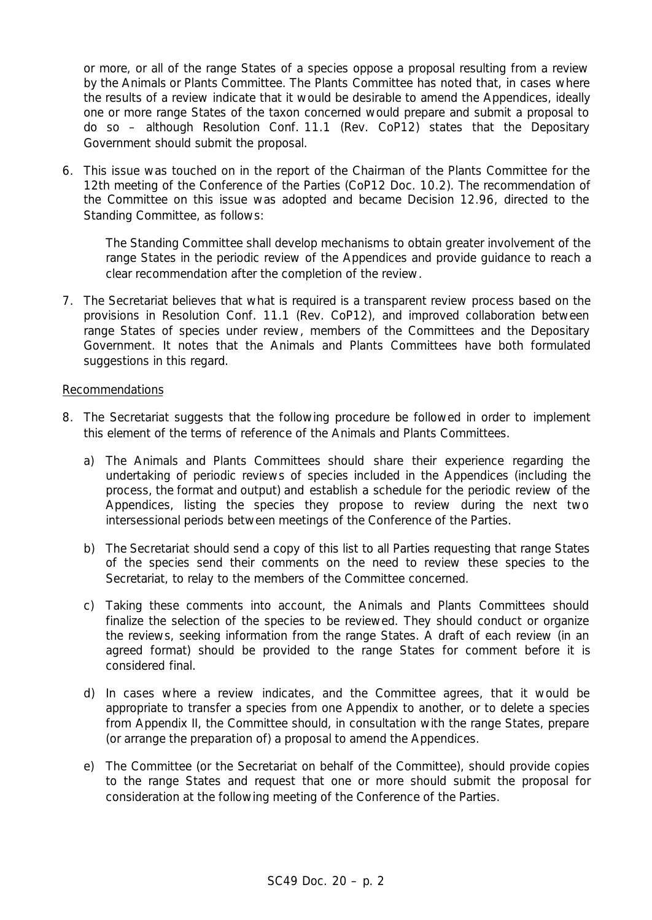or more, or all of the range States of a species oppose a proposal resulting from a review by the Animals or Plants Committee. The Plants Committee has noted that, in cases where the results of a review indicate that it would be desirable to amend the Appendices, ideally one or more range States of the taxon concerned would prepare and submit a proposal to do so – although Resolution Conf. 11.1 (Rev. CoP12) states that the Depositary Government should submit the proposal.

6. This issue was touched on in the report of the Chairman of the Plants Committee for the 12th meeting of the Conference of the Parties (CoP12 Doc. 10.2). The recommendation of the Committee on this issue was adopted and became Decision 12.96, directed to the Standing Committee, as follows:

   *The Standing Committee shall develop mechanisms to obtain greater involvement of the range States in the periodic review of the Appendices and provide guidance to reach a clear recommendation after the completion of the review.*

7. The Secretariat believes that what is required is a transparent review process based on the provisions in Resolution Conf. 11.1 (Rev. CoP12), and improved collaboration between range States of species under review, members of the Committees and the Depositary Government. It notes that the Animals and Plants Committees have both formulated suggestions in this regard.

<u>Recommendations</u>

8. The Secretariat suggests that the following procedure be followed in order to implement this element of the terms of reference of the Animals and Plants Committees.

   a) The Animals and Plants Committees should share their experience regarding the undertaking of periodic reviews of species included in the Appendices (including the process, the format and output) and establish a schedule for the periodic review of the Appendices, listing the species they propose to review during the next two intersessional periods between meetings of the Conference of the Parties.

   b) The Secretariat should send a copy of this list to all Parties requesting that range States of the species send their comments on the need to review these species to the Secretariat, to relay to the members of the Committee concerned.

   c) Taking these comments into account, the Animals and Plants Committees should finalize the selection of the species to be reviewed. They should conduct or organize the reviews, seeking information from the range States. A draft of each review (in an agreed format) should be provided to the range States for comment before it is considered final.

   d) In cases where a review indicates, and the Committee agrees, that it would be appropriate to transfer a species from one Appendix to another, or to delete a species from Appendix II, the Committee should, in consultation with the range States, prepare (or arrange the preparation of) a proposal to amend the Appendices.

   e) The Committee (or the Secretariat on behalf of the Committee), should provide copies to the range States and request that one or more should submit the proposal for consideration at the following meeting of the Conference of the Parties.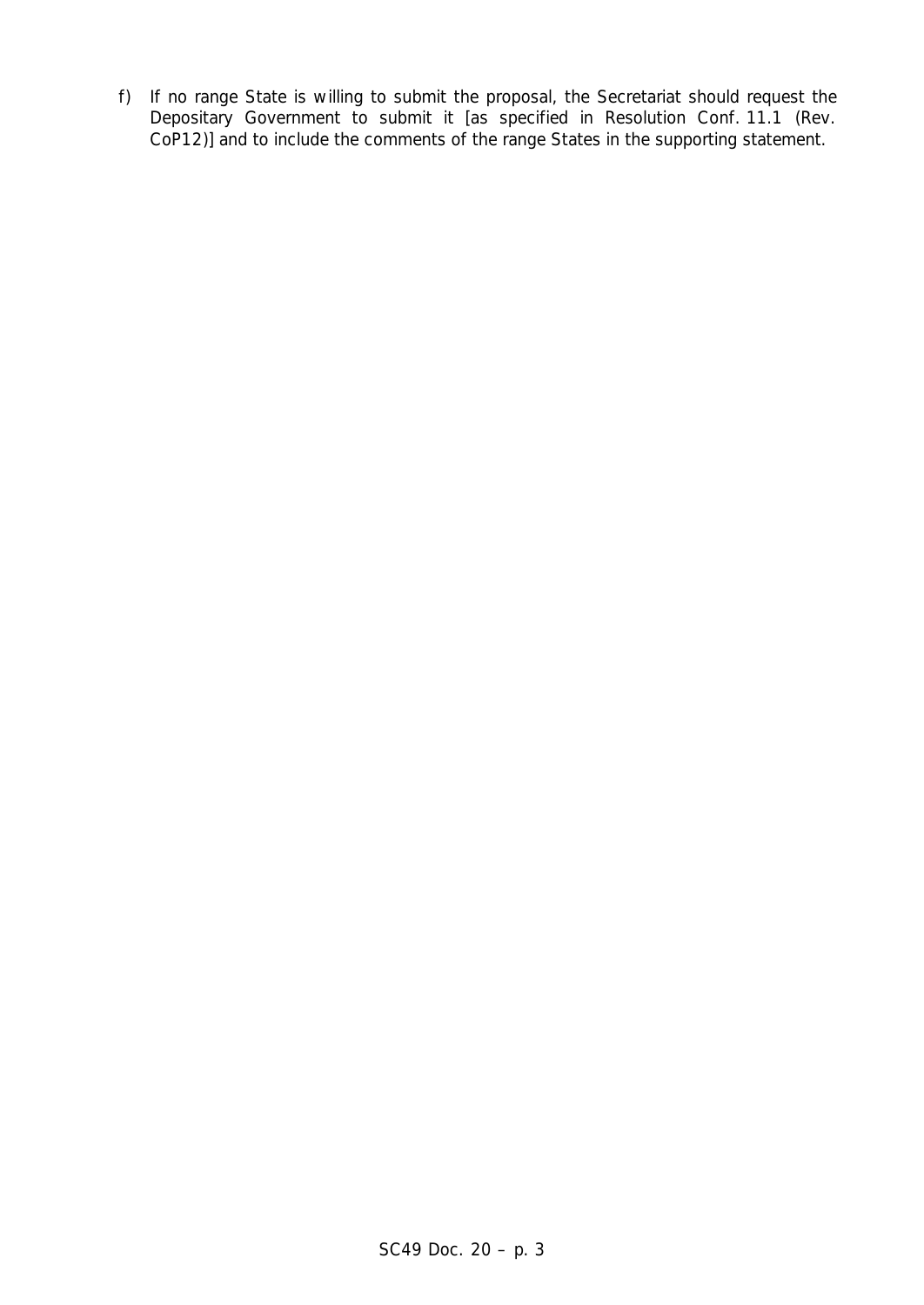f) If no range State is willing to submit the proposal, the Secretariat should request the Depositary Government to submit it [as specified in Resolution Conf. 11.1 (Rev. CoP12)] and to include the comments of the range States in the supporting statement.